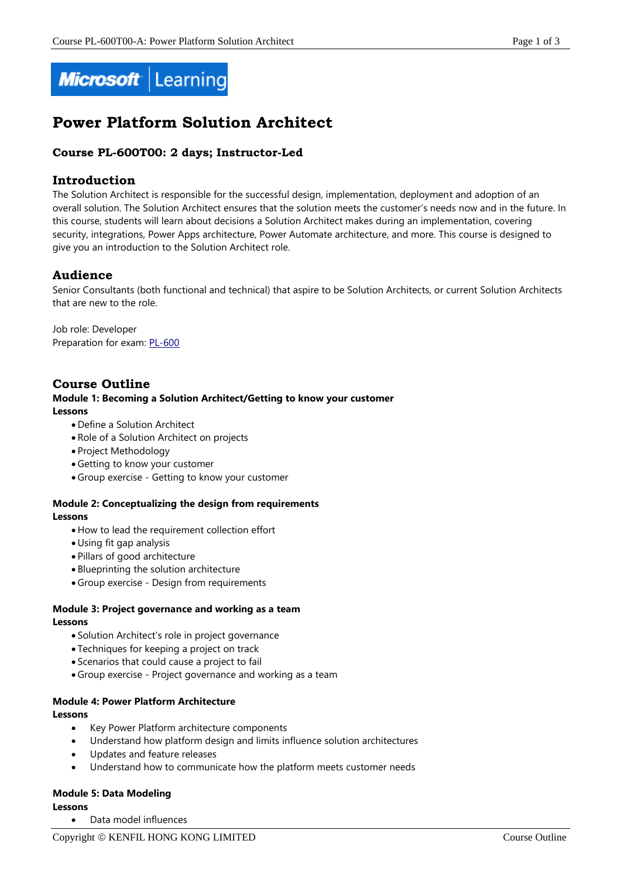# Power Platform Solution Architect

### Course PL-600T00: 2 days; Instructor-Led

## Introduction

The Solution Architect is responsible for the successful design, implementation, deployment and adoption of an overall solution. The Solution Architect ensures that the solution meets the customer's needs now and in the future. In this course, students will learn about decisions a Solution Architect makes during an implementation, covering security, integrations, Power Apps architecture, Power Automate architecture, and more. This course is designed to give you an introduction to the Solution Architect role.

## Audience

Senior Consultants (both functional and technical) that aspire to be Solution Architects, or current Solution Architects that are new to the role.

Job role: Developer
Preparation for exam: PL-600

## Course Outline

**Module 1: Becoming a Solution Architect/Getting to know your customer**
**Lessons**

- Define a Solution Architect
- Role of a Solution Architect on projects
- Project Methodology
- Getting to know your customer
- Group exercise - Getting to know your customer

**Module 2: Conceptualizing the design from requirements**
**Lessons**

- How to lead the requirement collection effort
- Using fit gap analysis
- Pillars of good architecture
- Blueprinting the solution architecture
- Group exercise - Design from requirements

**Module 3: Project governance and working as a team**
**Lessons**

- Solution Architect's role in project governance
- Techniques for keeping a project on track
- Scenarios that could cause a project to fail
- Group exercise - Project governance and working as a team

**Module 4: Power Platform Architecture**
**Lessons**

- Key Power Platform architecture components
- Understand how platform design and limits influence solution architectures
- Updates and feature releases
- Understand how to communicate how the platform meets customer needs

**Module 5: Data Modeling**
**Lessons**

- Data model influences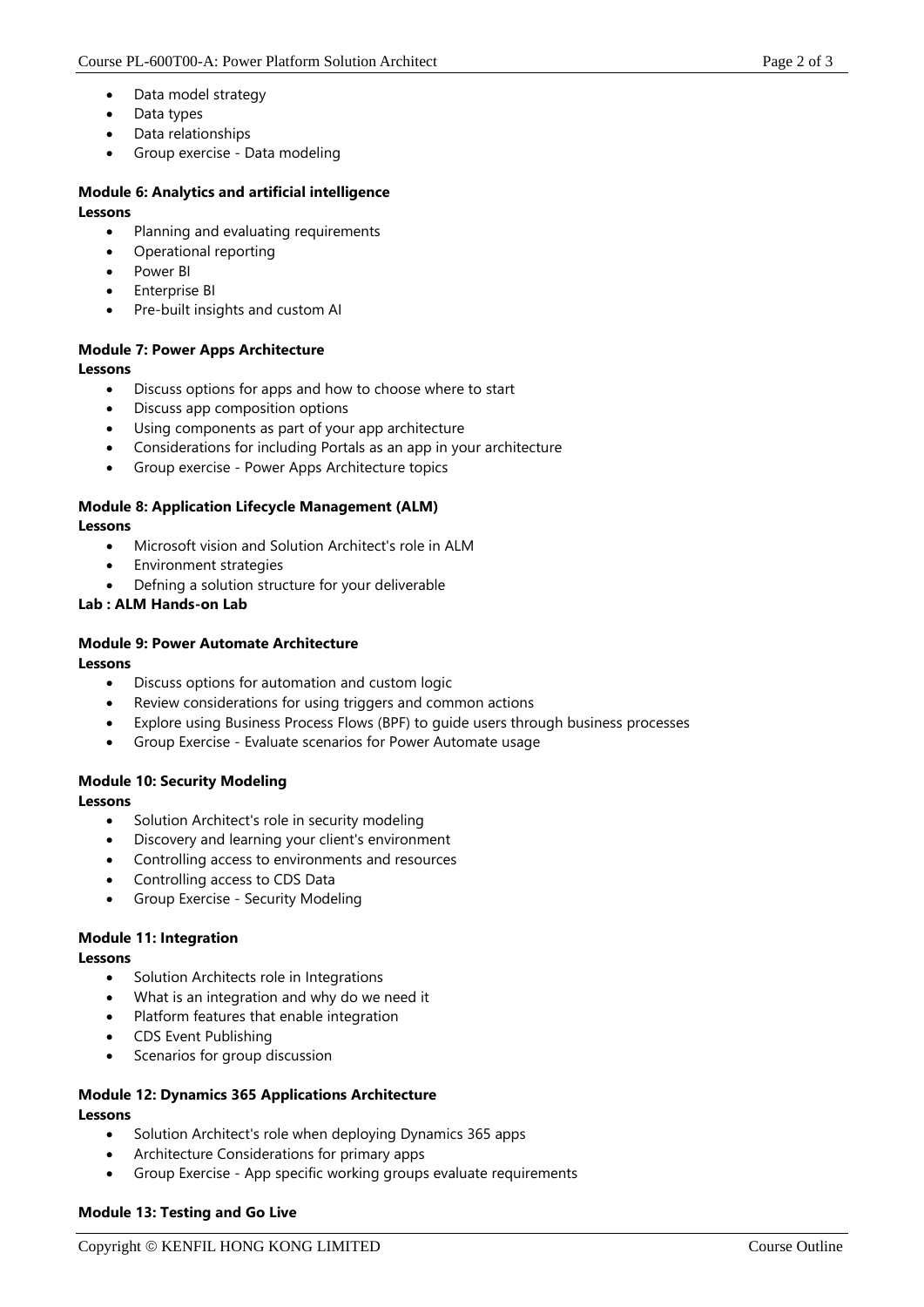- Data model strategy
- Data types
- Data relationships
- Group exercise - Data modeling

**Module 6: Analytics and artificial intelligence**

**Lessons**

- Planning and evaluating requirements
- Operational reporting
- Power BI
- Enterprise BI
- Pre-built insights and custom AI

**Module 7: Power Apps Architecture**

**Lessons**

- Discuss options for apps and how to choose where to start
- Discuss app composition options
- Using components as part of your app architecture
- Considerations for including Portals as an app in your architecture
- Group exercise - Power Apps Architecture topics

**Module 8: Application Lifecycle Management (ALM)**

**Lessons**

- Microsoft vision and Solution Architect's role in ALM
- Environment strategies
- Defning a solution structure for your deliverable

**Lab : ALM Hands-on Lab**

**Module 9: Power Automate Architecture**

**Lessons**

- Discuss options for automation and custom logic
- Review considerations for using triggers and common actions
- Explore using Business Process Flows (BPF) to guide users through business processes
- Group Exercise - Evaluate scenarios for Power Automate usage

**Module 10: Security Modeling**

**Lessons**

- Solution Architect's role in security modeling
- Discovery and learning your client's environment
- Controlling access to environments and resources
- Controlling access to CDS Data
- Group Exercise - Security Modeling

**Module 11: Integration**

**Lessons**

- Solution Architects role in Integrations
- What is an integration and why do we need it
- Platform features that enable integration
- CDS Event Publishing
- Scenarios for group discussion

**Module 12: Dynamics 365 Applications Architecture**

**Lessons**

- Solution Architect's role when deploying Dynamics 365 apps
- Architecture Considerations for primary apps
- Group Exercise - App specific working groups evaluate requirements

**Module 13: Testing and Go Live**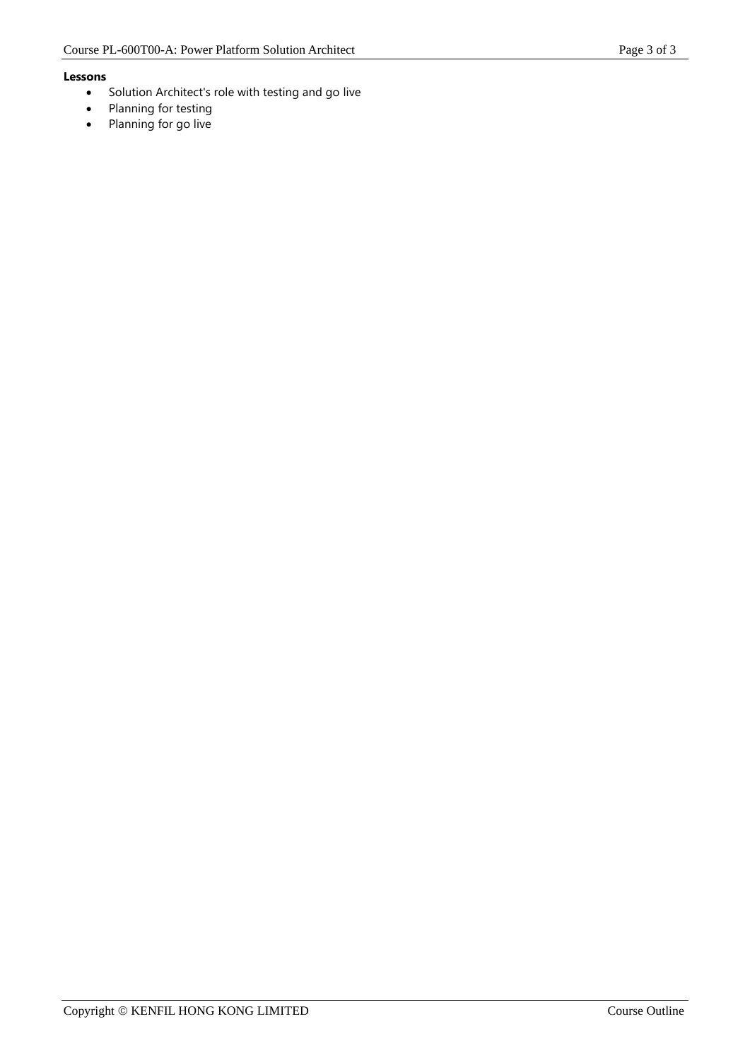**Lessons**

- Solution Architect's role with testing and go live
- Planning for testing
- Planning for go live